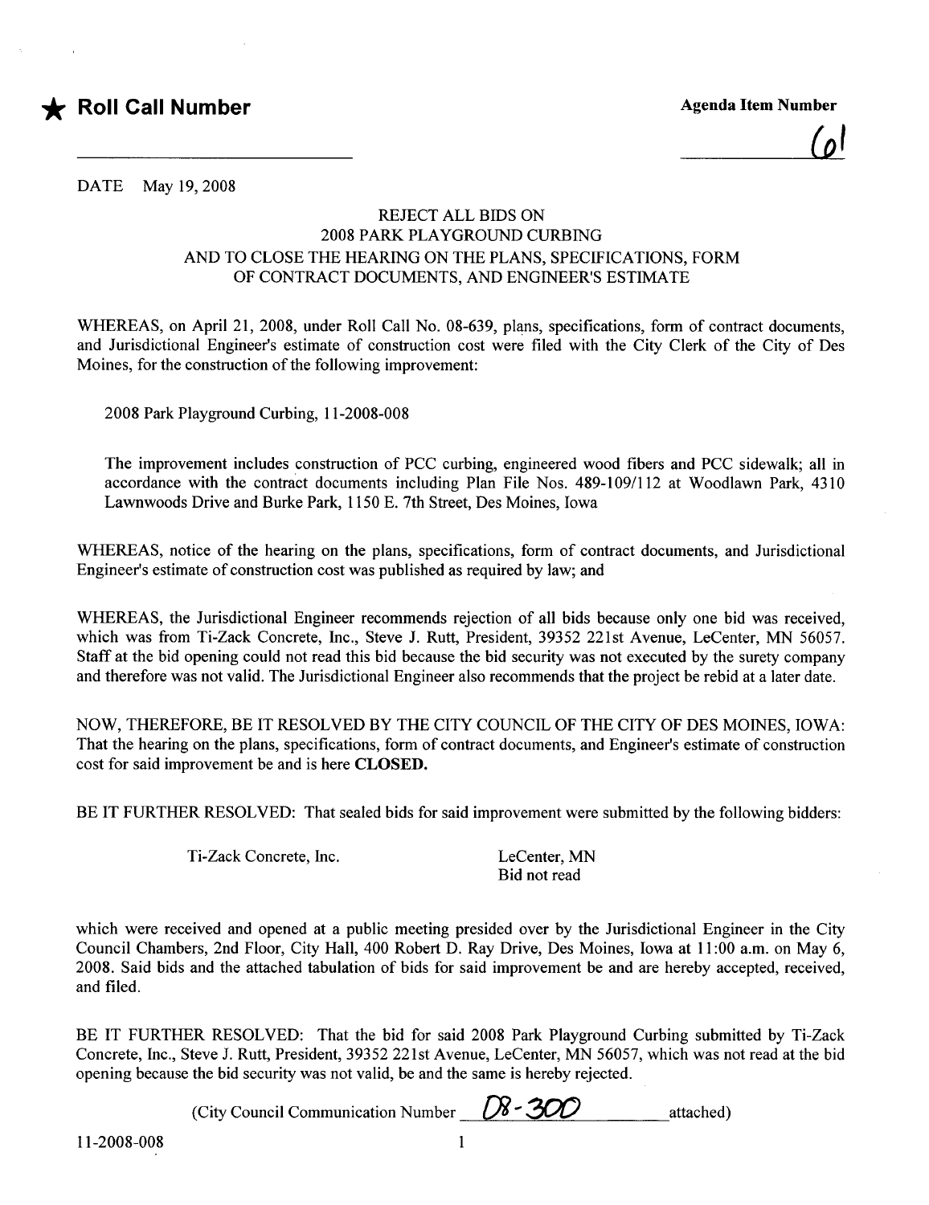★ **Roll Call Number**

**Agenda Item Number**

61

DATE May 19, 2008

### REJECT ALL BIDS ON 2008 PARK PLAYGROUND CURBING AND TO CLOSE THE HEARING ON THE PLANS, SPECIFICATIONS, FORM OF CONTRACT DOCUMENTS, AND ENGINEER'S ESTIMATE

WHEREAS, on April 21, 2008, under Roll Call No. 08-639, plans, specifications, form of contract documents, and Jurisdictional Engineer's estimate of construction cost were filed with the City Clerk of the City of Des Moines, for the construction of the following improvement:

2008 Park Playground Curbing, 11-2008-008

The improvement includes construction of PCC curbing, engineered wood fibers and PCC sidewalk; all in accordance with the contract documents including Plan File Nos. 489-109/112 at Woodlawn Park, 4310 Lawnwoods Drive and Burke Park, 1150 E. 7th Street, Des Moines, Iowa

WHEREAS, notice of the hearing on the plans, specifications, form of contract documents, and Jurisdictional Engineer's estimate of construction cost was published as required by law; and

WHEREAS, the Jurisdictional Engineer recommends rejection of all bids because only one bid was received, which was from Ti-Zack Concrete, Inc., Steve J. Rutt, President, 39352 221st Avenue, LeCenter, MN 56057. Staff at the bid opening could not read this bid because the bid security was not executed by the surety company and therefore was not valid. The Jurisdictional Engineer also recommends that the project be rebid at a later date.

NOW, THEREFORE, BE IT RESOLVED BY THE CITY COUNCIL OF THE CITY OF DES MOINES, IOWA: That the hearing on the plans, specifications, form of contract documents, and Engineer's estimate of construction cost for said improvement be and is here **CLOSED.**

BE IT FURTHER RESOLVED: That sealed bids for said improvement were submitted by the following bidders:

| | |
|---|---|
| Ti-Zack Concrete, Inc. | LeCenter, MN<br>Bid not read |

which were received and opened at a public meeting presided over by the Jurisdictional Engineer in the City Council Chambers, 2nd Floor, City Hall, 400 Robert D. Ray Drive, Des Moines, Iowa at 11:00 a.m. on May 6, 2008. Said bids and the attached tabulation of bids for said improvement be and are hereby accepted, received, and filed.

BE IT FURTHER RESOLVED: That the bid for said 2008 Park Playground Curbing submitted by Ti-Zack Concrete, Inc., Steve J. Rutt, President, 39352 221st Avenue, LeCenter, MN 56057, which was not read at the bid opening because the bid security was not valid, be and the same is hereby rejected.

(City Council Communication Number 08-300 attached)

11-2008-008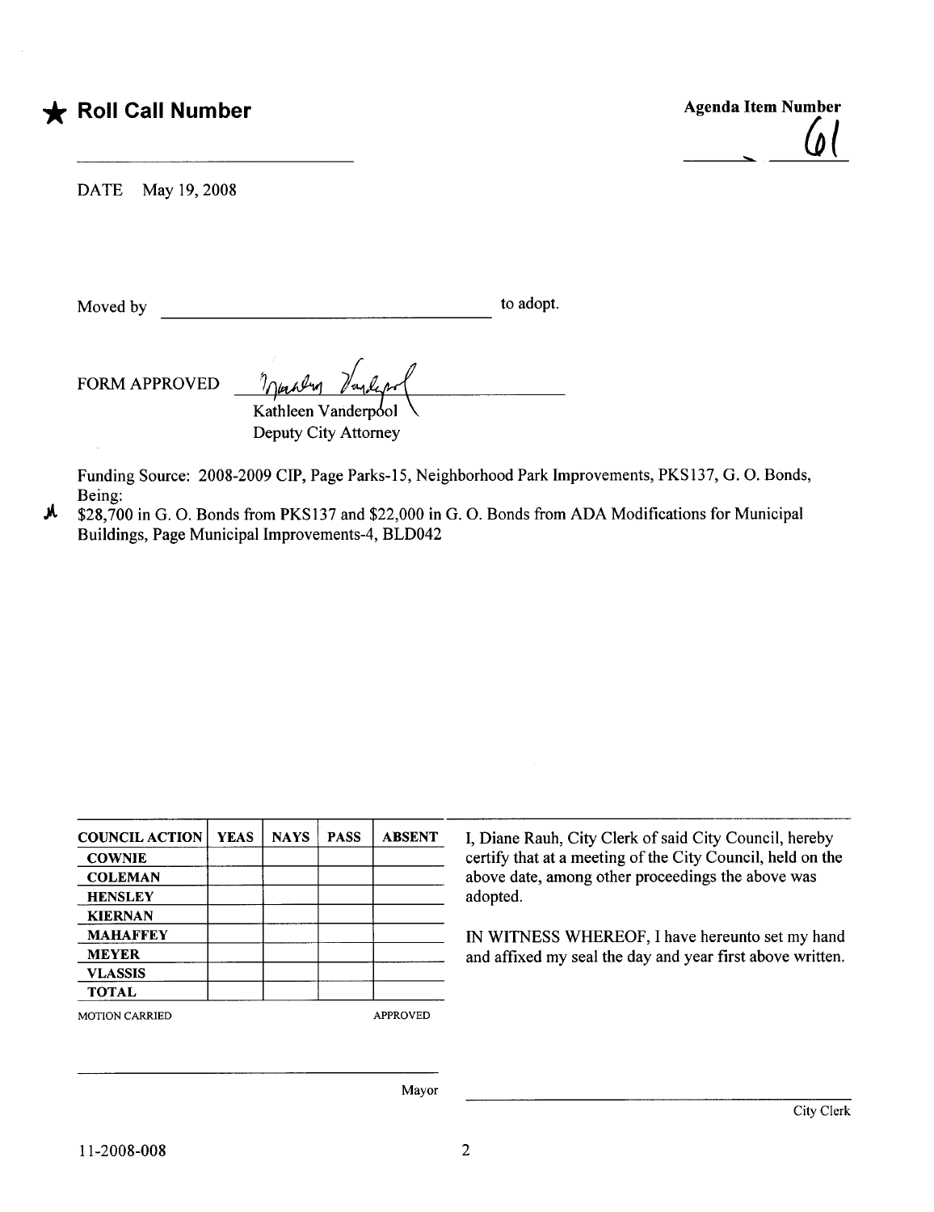★ **Roll Call Number**

**Agenda Item Number**

61

DATE May 19, 2008

Moved by ______________________ to adopt.

FORM APPROVED

Kathleen Vanderpool
Deputy City Attorney

Funding Source: 2008-2009 CIP, Page Parks-15, Neighborhood Park Improvements, PKS137, G. O. Bonds, Being:
$28,700 in G. O. Bonds from PKS137 and $22,000 in G. O. Bonds from ADA Modifications for Municipal Buildings, Page Municipal Improvements-4, BLD042

| COUNCIL ACTION | YEAS | NAYS | PASS | ABSENT |
|---|---|---|---|---|
| COWNIE | | | | |
| COLEMAN | | | | |
| HENSLEY | | | | |
| KIERNAN | | | | |
| MAHAFFEY | | | | |
| MEYER | | | | |
| VLASSIS | | | | |
| TOTAL | | | | |

MOTION CARRIED APPROVED

I, Diane Rauh, City Clerk of said City Council, hereby certify that at a meeting of the City Council, held on the above date, among other proceedings the above was adopted.

IN WITNESS WHEREOF, I have hereunto set my hand and affixed my seal the day and year first above written.

Mayor

City Clerk

11-2008-008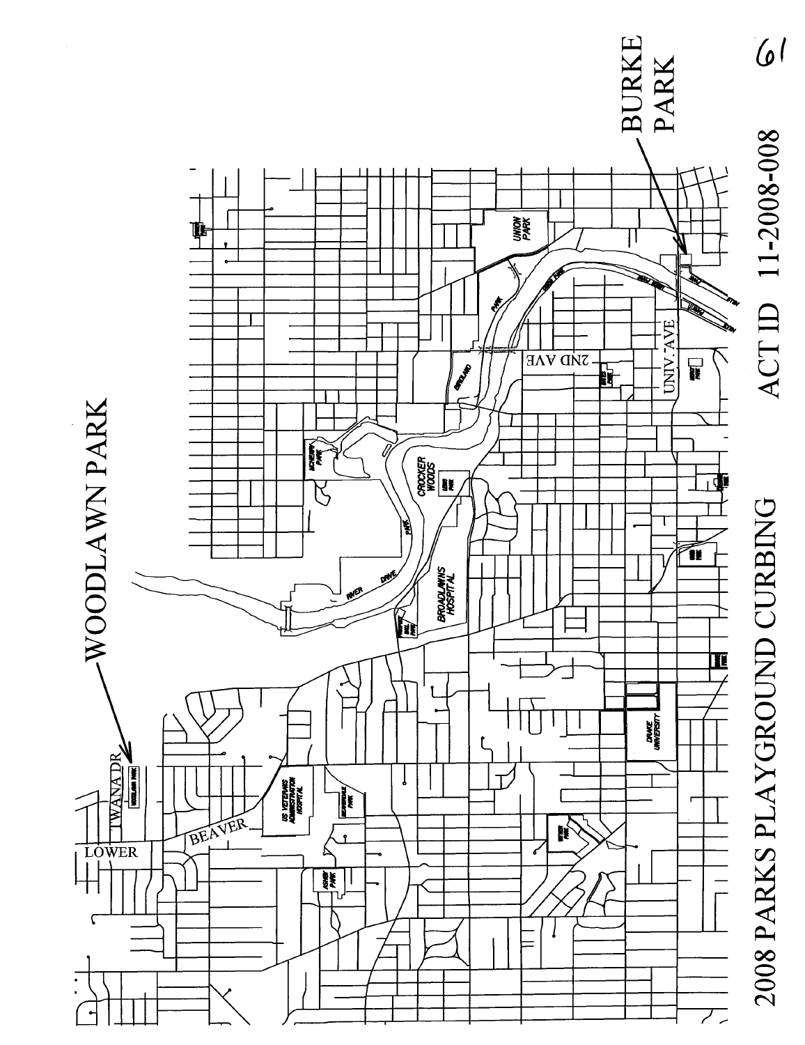# 2008 PARKS PLAYGROUND CURBING

ACT ID 11-2008-008

WOODLAWN PARK

BURKE PARK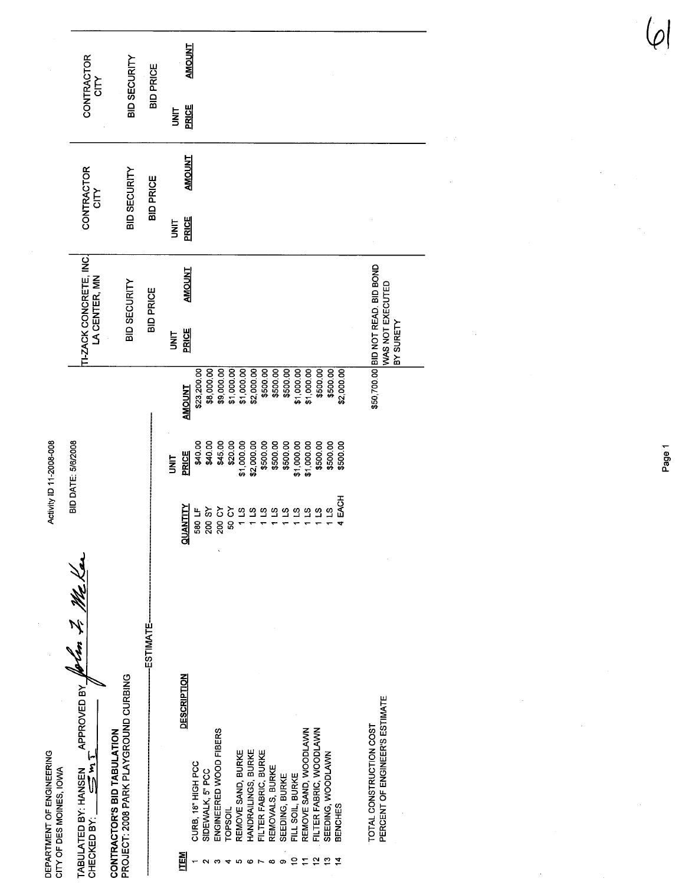DEPARTMENT OF ENGINEERING
CITY OF DES MOINES, IOWA

Activity ID 11-2008-008

TABULATED BY: HANSEN    APPROVED BY: John T. McKee
CHECKED BY: SMT

BID DATE: 5/6/2008

**CONTRACTOR'S BID TABULATION**
**PROJECT: 2008 PARK PLAYGROUND CURBING**

| | | ESTIMATE | | | TI-ZACK CONCRETE, INC. LA CENTER, MN | | CONTRACTOR CITY | | CONTRACTOR CITY | |
|---|---|---|---|---|---|---|---|---|---|---|
| | | | | | BID SECURITY | | BID SECURITY | | BID SECURITY | |
| | | | | | BID PRICE | | BID PRICE | | BID PRICE | |
| **ITEM** | **DESCRIPTION** | **QUANTITY** | **UNIT PRICE** | **AMOUNT** | **UNIT PRICE** | **AMOUNT** | **UNIT PRICE** | **AMOUNT** | **UNIT PRICE** | **AMOUNT** |
| 1 | CURB, 18" HIGH PCC | 580 LF | $40.00 | $23,200.00 | | | | | | |
| 2 | SIDEWALK, 5" PCC | 200 SY | $40.00 | $8,000.00 | | | | | | |
| 3 | ENGINEERED WOOD FIBERS | 200 CY | $45.00 | $9,000.00 | | | | | | |
| 4 | TOPSOIL | 50 CY | $20.00 | $1,000.00 | | | | | | |
| 5 | REMOVE SAND, BURKE | 1 LS | $1,000.00 | $1,000.00 | | | | | | |
| 6 | HANDRAILINGS, BURKE | 1 LS | $2,000.00 | $2,000.00 | | | | | | |
| 7 | FILTER FABRIC, BURKE | 1 LS | $500.00 | $500.00 | | | | | | |
| 8 | REMOVALS, BURKE | 1 LS | $500.00 | $500.00 | | | | | | |
| 9 | SEEDING, BURKE | 1 LS | $500.00 | $500.00 | | | | | | |
| 10 | FILL SOIL, BURKE | 1 LS | $1,000.00 | $1,000.00 | | | | | | |
| 11 | REMOVE SAND, WOODLAWN | 1 LS | $1,000.00 | $1,000.00 | | | | | | |
| 12 | FILTER FABRIC, WOODLAWN | 1 LS | $500.00 | $500.00 | | | | | | |
| 13 | SEEDING, WOODLAWN | 1 LS | $500.00 | $500.00 | | | | | | |
| 14 | BENCHES | 4 EACH | $500.00 | $2,000.00 | | | | | | |
| | TOTAL CONSTRUCTION COST | | | $50,700.00 | BID NOT READ. BID BOND WAS NOT EXECUTED BY SURETY | | | | | |
| | PERCENT OF ENGINEER'S ESTIMATE | | | | | | | | | |